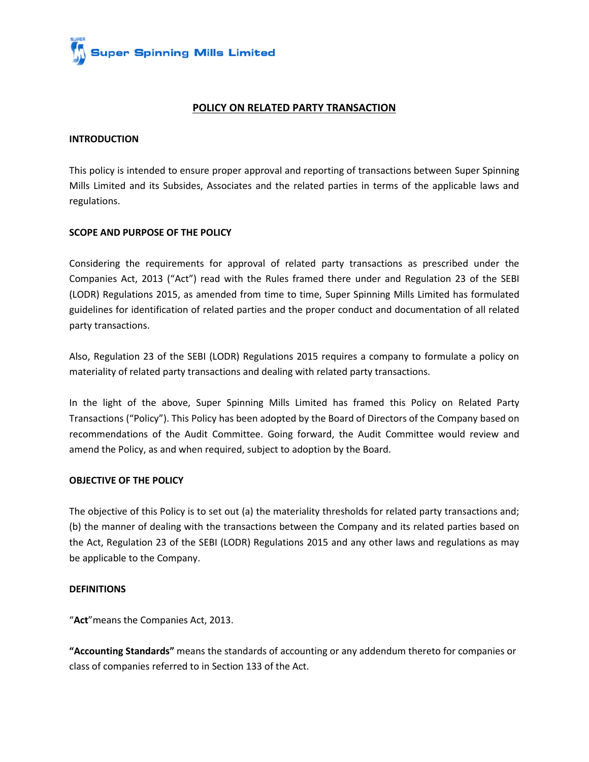Super Spinning Mills Limited

# POLICY ON RELATED PARTY TRANSACTION

## INTRODUCTION

This policy is intended to ensure proper approval and reporting of transactions between Super Spinning Mills Limited and its Subsides, Associates and the related parties in terms of the applicable laws and regulations.

## SCOPE AND PURPOSE OF THE POLICY

Considering the requirements for approval of related party transactions as prescribed under the Companies Act, 2013 ("Act") read with the Rules framed there under and Regulation 23 of the SEBI (LODR) Regulations 2015, as amended from time to time, Super Spinning Mills Limited has formulated guidelines for identification of related parties and the proper conduct and documentation of all related party transactions.

Also, Regulation 23 of the SEBI (LODR) Regulations 2015 requires a company to formulate a policy on materiality of related party transactions and dealing with related party transactions.

In the light of the above, Super Spinning Mills Limited has framed this Policy on Related Party Transactions ("Policy"). This Policy has been adopted by the Board of Directors of the Company based on recommendations of the Audit Committee. Going forward, the Audit Committee would review and amend the Policy, as and when required, subject to adoption by the Board.

## OBJECTIVE OF THE POLICY

The objective of this Policy is to set out (a) the materiality thresholds for related party transactions and; (b) the manner of dealing with the transactions between the Company and its related parties based on the Act, Regulation 23 of the SEBI (LODR) Regulations 2015 and any other laws and regulations as may be applicable to the Company.

## DEFINITIONS

"**Act**"means the Companies Act, 2013.

**"Accounting Standards"** means the standards of accounting or any addendum thereto for companies or class of companies referred to in Section 133 of the Act.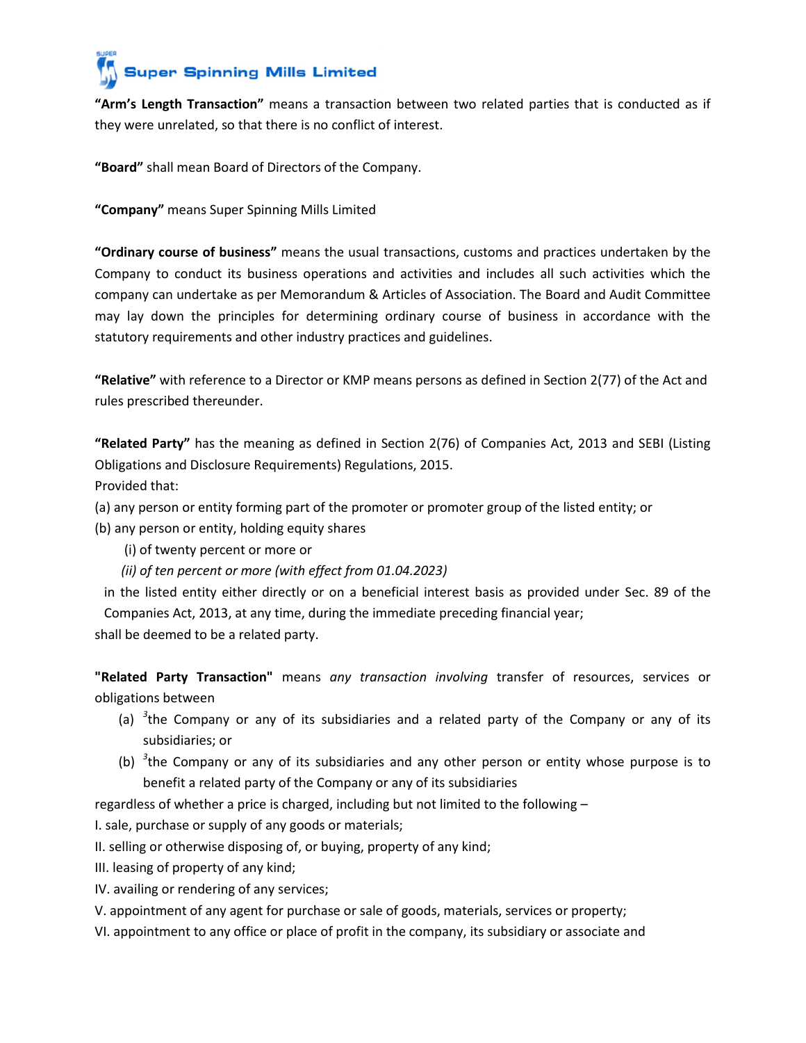**"Arm's Length Transaction"** means a transaction between two related parties that is conducted as if they were unrelated, so that there is no conflict of interest.

**"Board"** shall mean Board of Directors of the Company.

**"Company"** means Super Spinning Mills Limited

**"Ordinary course of business"** means the usual transactions, customs and practices undertaken by the Company to conduct its business operations and activities and includes all such activities which the company can undertake as per Memorandum & Articles of Association. The Board and Audit Committee may lay down the principles for determining ordinary course of business in accordance with the statutory requirements and other industry practices and guidelines.

**"Relative"** with reference to a Director or KMP means persons as defined in Section 2(77) of the Act and rules prescribed thereunder.

**"Related Party"** has the meaning as defined in Section 2(76) of Companies Act, 2013 and SEBI (Listing Obligations and Disclosure Requirements) Regulations, 2015.

Provided that:

(a) any person or entity forming part of the promoter or promoter group of the listed entity; or

(b) any person or entity, holding equity shares

(i) of twenty percent or more or

*(ii) of ten percent or more (with effect from 01.04.2023)*

in the listed entity either directly or on a beneficial interest basis as provided under Sec. 89 of the Companies Act, 2013, at any time, during the immediate preceding financial year;

shall be deemed to be a related party.

**"Related Party Transaction"** means *any transaction involving* transfer of resources, services or obligations between

(a) [3]the Company or any of its subsidiaries and a related party of the Company or any of its subsidiaries; or

(b) [3]the Company or any of its subsidiaries and any other person or entity whose purpose is to benefit a related party of the Company or any of its subsidiaries

regardless of whether a price is charged, including but not limited to the following –

I. sale, purchase or supply of any goods or materials;

II. selling or otherwise disposing of, or buying, property of any kind;

III. leasing of property of any kind;

IV. availing or rendering of any services;

V. appointment of any agent for purchase or sale of goods, materials, services or property;

VI. appointment to any office or place of profit in the company, its subsidiary or associate and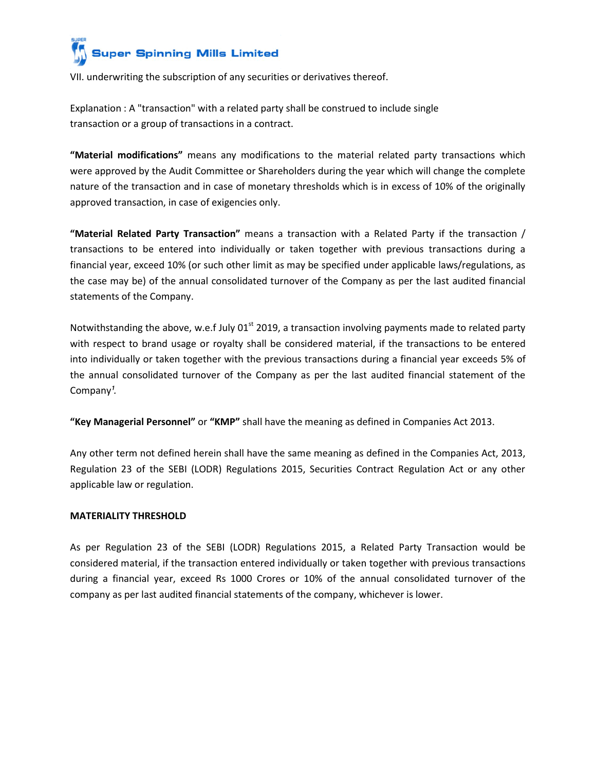VII. underwriting the subscription of any securities or derivatives thereof.

Explanation : A "transaction" with a related party shall be construed to include single transaction or a group of transactions in a contract.

**"Material modifications"** means any modifications to the material related party transactions which were approved by the Audit Committee or Shareholders during the year which will change the complete nature of the transaction and in case of monetary thresholds which is in excess of 10% of the originally approved transaction, in case of exigencies only.

**"Material Related Party Transaction"** means a transaction with a Related Party if the transaction / transactions to be entered into individually or taken together with previous transactions during a financial year, exceed 10% (or such other limit as may be specified under applicable laws/regulations, as the case may be) of the annual consolidated turnover of the Company as per the last audited financial statements of the Company.

Notwithstanding the above, w.e.f July 01st 2019, a transaction involving payments made to related party with respect to brand usage or royalty shall be considered material, if the transactions to be entered into individually or taken together with the previous transactions during a financial year exceeds 5% of the annual consolidated turnover of the Company as per the last audited financial statement of the Company[1].

**"Key Managerial Personnel"** or **"KMP"** shall have the meaning as defined in Companies Act 2013.

Any other term not defined herein shall have the same meaning as defined in the Companies Act, 2013, Regulation 23 of the SEBI (LODR) Regulations 2015, Securities Contract Regulation Act or any other applicable law or regulation.

**MATERIALITY THRESHOLD**

As per Regulation 23 of the SEBI (LODR) Regulations 2015, a Related Party Transaction would be considered material, if the transaction entered individually or taken together with previous transactions during a financial year, exceed Rs 1000 Crores or 10% of the annual consolidated turnover of the company as per last audited financial statements of the company, whichever is lower.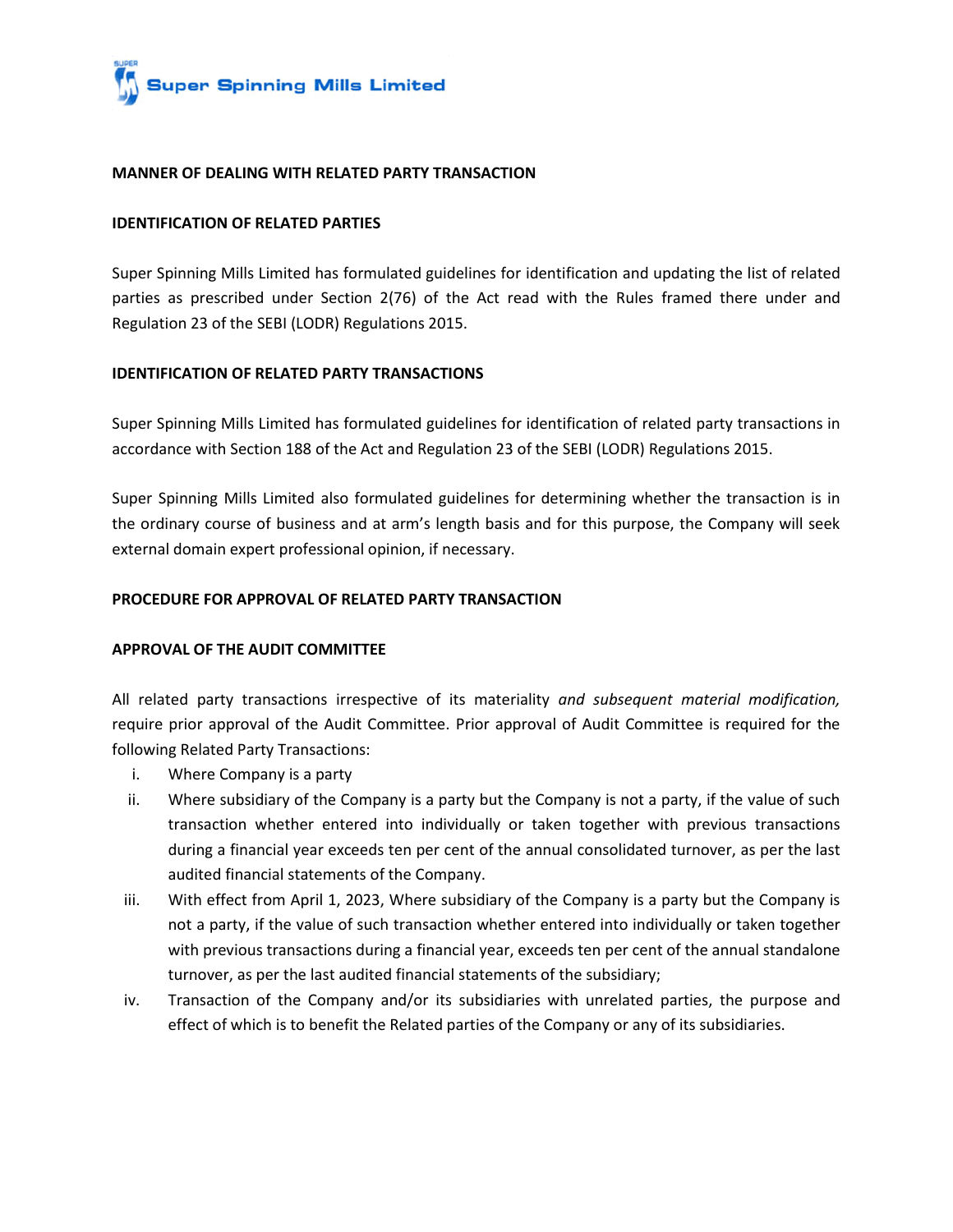## MANNER OF DEALING WITH RELATED PARTY TRANSACTION

### IDENTIFICATION OF RELATED PARTIES

Super Spinning Mills Limited has formulated guidelines for identification and updating the list of related parties as prescribed under Section 2(76) of the Act read with the Rules framed there under and Regulation 23 of the SEBI (LODR) Regulations 2015.

### IDENTIFICATION OF RELATED PARTY TRANSACTIONS

Super Spinning Mills Limited has formulated guidelines for identification of related party transactions in accordance with Section 188 of the Act and Regulation 23 of the SEBI (LODR) Regulations 2015.

Super Spinning Mills Limited also formulated guidelines for determining whether the transaction is in the ordinary course of business and at arm's length basis and for this purpose, the Company will seek external domain expert professional opinion, if necessary.

## PROCEDURE FOR APPROVAL OF RELATED PARTY TRANSACTION

### APPROVAL OF THE AUDIT COMMITTEE

All related party transactions irrespective of its materiality *and subsequent material modification,* require prior approval of the Audit Committee. Prior approval of Audit Committee is required for the following Related Party Transactions:

i. Where Company is a party

ii. Where subsidiary of the Company is a party but the Company is not a party, if the value of such transaction whether entered into individually or taken together with previous transactions during a financial year exceeds ten per cent of the annual consolidated turnover, as per the last audited financial statements of the Company.

iii. With effect from April 1, 2023, Where subsidiary of the Company is a party but the Company is not a party, if the value of such transaction whether entered into individually or taken together with previous transactions during a financial year, exceeds ten per cent of the annual standalone turnover, as per the last audited financial statements of the subsidiary;

iv. Transaction of the Company and/or its subsidiaries with unrelated parties, the purpose and effect of which is to benefit the Related parties of the Company or any of its subsidiaries.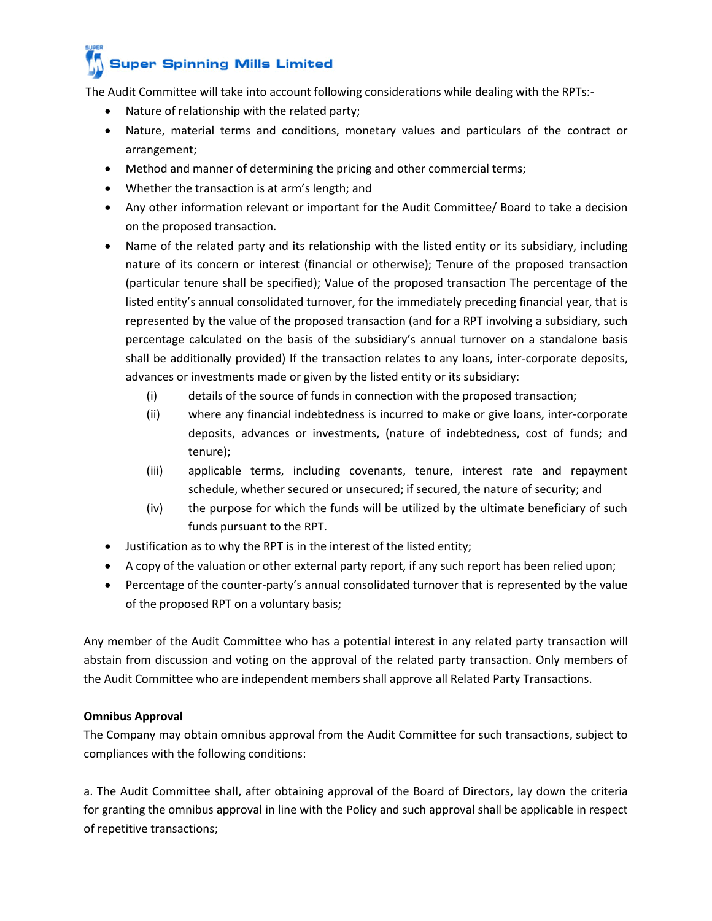The Audit Committee will take into account following considerations while dealing with the RPTs:-

- Nature of relationship with the related party;
- Nature, material terms and conditions, monetary values and particulars of the contract or arrangement;
- Method and manner of determining the pricing and other commercial terms;
- Whether the transaction is at arm's length; and
- Any other information relevant or important for the Audit Committee/ Board to take a decision on the proposed transaction.
- Name of the related party and its relationship with the listed entity or its subsidiary, including nature of its concern or interest (financial or otherwise); Tenure of the proposed transaction (particular tenure shall be specified); Value of the proposed transaction The percentage of the listed entity's annual consolidated turnover, for the immediately preceding financial year, that is represented by the value of the proposed transaction (and for a RPT involving a subsidiary, such percentage calculated on the basis of the subsidiary's annual turnover on a standalone basis shall be additionally provided) If the transaction relates to any loans, inter-corporate deposits, advances or investments made or given by the listed entity or its subsidiary:
  - (i) details of the source of funds in connection with the proposed transaction;
  - (ii) where any financial indebtedness is incurred to make or give loans, inter-corporate deposits, advances or investments, (nature of indebtedness, cost of funds; and tenure);
  - (iii) applicable terms, including covenants, tenure, interest rate and repayment schedule, whether secured or unsecured; if secured, the nature of security; and
  - (iv) the purpose for which the funds will be utilized by the ultimate beneficiary of such funds pursuant to the RPT.
- Justification as to why the RPT is in the interest of the listed entity;
- A copy of the valuation or other external party report, if any such report has been relied upon;
- Percentage of the counter-party's annual consolidated turnover that is represented by the value of the proposed RPT on a voluntary basis;

Any member of the Audit Committee who has a potential interest in any related party transaction will abstain from discussion and voting on the approval of the related party transaction. Only members of the Audit Committee who are independent members shall approve all Related Party Transactions.

**Omnibus Approval**

The Company may obtain omnibus approval from the Audit Committee for such transactions, subject to compliances with the following conditions:

a. The Audit Committee shall, after obtaining approval of the Board of Directors, lay down the criteria for granting the omnibus approval in line with the Policy and such approval shall be applicable in respect of repetitive transactions;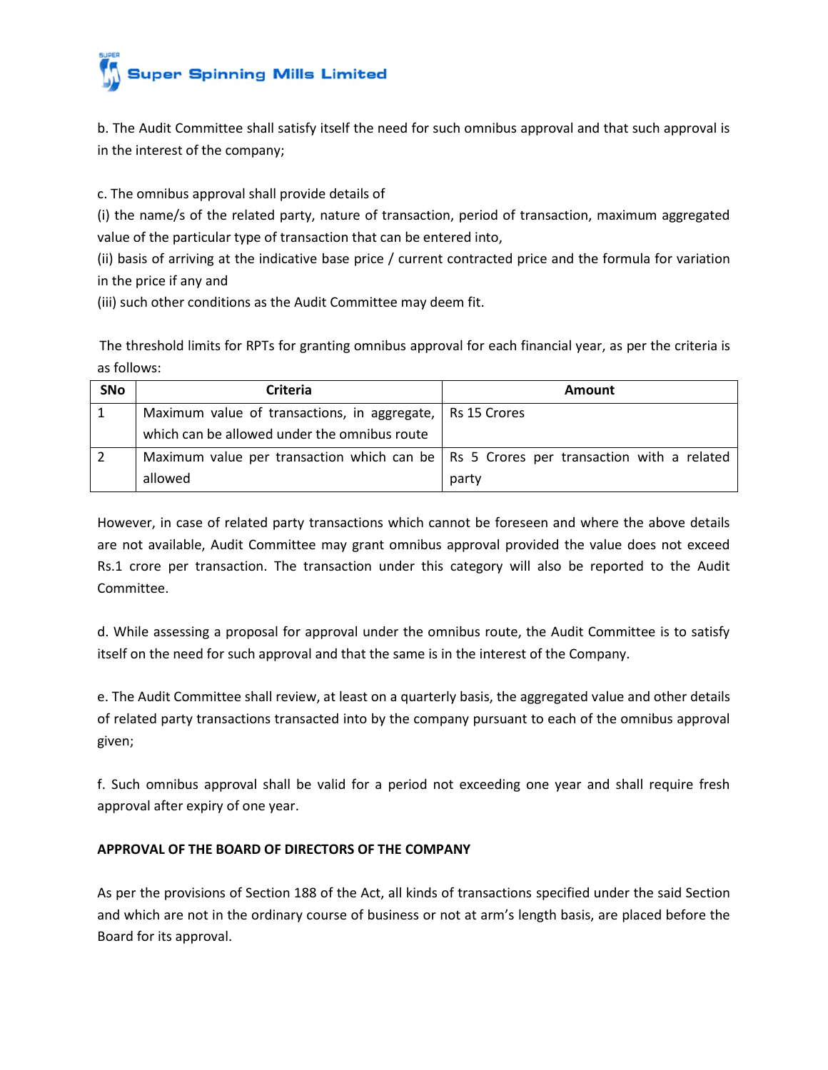b. The Audit Committee shall satisfy itself the need for such omnibus approval and that such approval is in the interest of the company;

c. The omnibus approval shall provide details of
(i) the name/s of the related party, nature of transaction, period of transaction, maximum aggregated value of the particular type of transaction that can be entered into,
(ii) basis of arriving at the indicative base price / current contracted price and the formula for variation in the price if any and
(iii) such other conditions as the Audit Committee may deem fit.

The threshold limits for RPTs for granting omnibus approval for each financial year, as per the criteria is as follows:

| SNo | Criteria | Amount |
|---|---|---|
| 1 | Maximum value of transactions, in aggregate, which can be allowed under the omnibus route | Rs 15 Crores |
| 2 | Maximum value per transaction which can be allowed | Rs 5 Crores per transaction with a related party |

However, in case of related party transactions which cannot be foreseen and where the above details are not available, Audit Committee may grant omnibus approval provided the value does not exceed Rs.1 crore per transaction. The transaction under this category will also be reported to the Audit Committee.

d. While assessing a proposal for approval under the omnibus route, the Audit Committee is to satisfy itself on the need for such approval and that the same is in the interest of the Company.

e. The Audit Committee shall review, at least on a quarterly basis, the aggregated value and other details of related party transactions transacted into by the company pursuant to each of the omnibus approval given;

f. Such omnibus approval shall be valid for a period not exceeding one year and shall require fresh approval after expiry of one year.

**APPROVAL OF THE BOARD OF DIRECTORS OF THE COMPANY**

As per the provisions of Section 188 of the Act, all kinds of transactions specified under the said Section and which are not in the ordinary course of business or not at arm's length basis, are placed before the Board for its approval.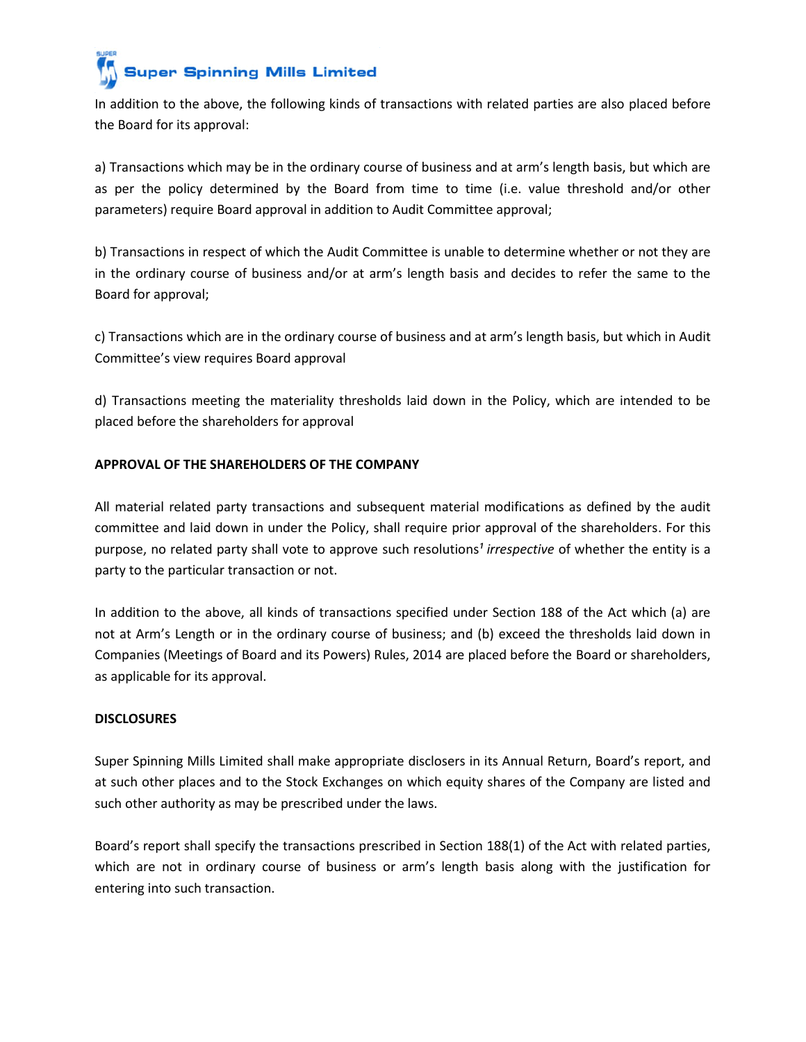In addition to the above, the following kinds of transactions with related parties are also placed before the Board for its approval:

a) Transactions which may be in the ordinary course of business and at arm's length basis, but which are as per the policy determined by the Board from time to time (i.e. value threshold and/or other parameters) require Board approval in addition to Audit Committee approval;

b) Transactions in respect of which the Audit Committee is unable to determine whether or not they are in the ordinary course of business and/or at arm's length basis and decides to refer the same to the Board for approval;

c) Transactions which are in the ordinary course of business and at arm's length basis, but which in Audit Committee's view requires Board approval

d) Transactions meeting the materiality thresholds laid down in the Policy, which are intended to be placed before the shareholders for approval

**APPROVAL OF THE SHAREHOLDERS OF THE COMPANY**

All material related party transactions and subsequent material modifications as defined by the audit committee and laid down in under the Policy, shall require prior approval of the shareholders. For this purpose, no related party shall vote to approve such resolutions[1] *irrespective* of whether the entity is a party to the particular transaction or not.

In addition to the above, all kinds of transactions specified under Section 188 of the Act which (a) are not at Arm's Length or in the ordinary course of business; and (b) exceed the thresholds laid down in Companies (Meetings of Board and its Powers) Rules, 2014 are placed before the Board or shareholders, as applicable for its approval.

**DISCLOSURES**

Super Spinning Mills Limited shall make appropriate disclosers in its Annual Return, Board's report, and at such other places and to the Stock Exchanges on which equity shares of the Company are listed and such other authority as may be prescribed under the laws.

Board's report shall specify the transactions prescribed in Section 188(1) of the Act with related parties, which are not in ordinary course of business or arm's length basis along with the justification for entering into such transaction.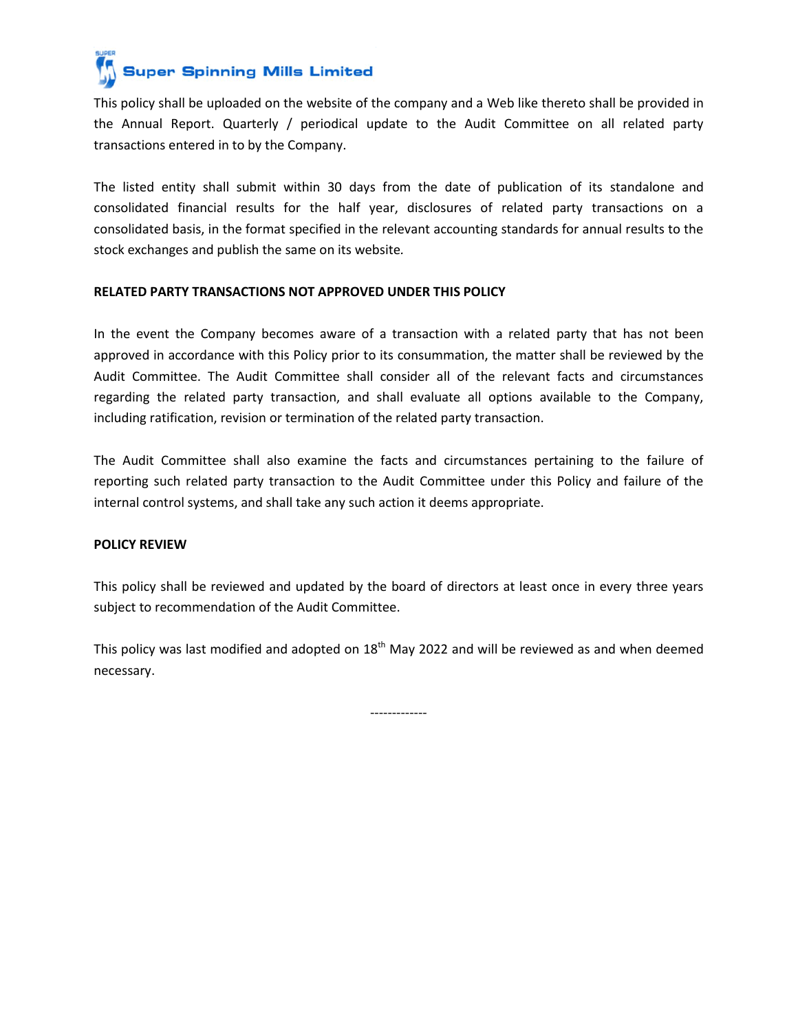This policy shall be uploaded on the website of the company and a Web like thereto shall be provided in the Annual Report. Quarterly / periodical update to the Audit Committee on all related party transactions entered in to by the Company.

The listed entity shall submit within 30 days from the date of publication of its standalone and consolidated financial results for the half year, disclosures of related party transactions on a consolidated basis, in the format specified in the relevant accounting standards for annual results to the stock exchanges and publish the same on its website.

**RELATED PARTY TRANSACTIONS NOT APPROVED UNDER THIS POLICY**

In the event the Company becomes aware of a transaction with a related party that has not been approved in accordance with this Policy prior to its consummation, the matter shall be reviewed by the Audit Committee. The Audit Committee shall consider all of the relevant facts and circumstances regarding the related party transaction, and shall evaluate all options available to the Company, including ratification, revision or termination of the related party transaction.

The Audit Committee shall also examine the facts and circumstances pertaining to the failure of reporting such related party transaction to the Audit Committee under this Policy and failure of the internal control systems, and shall take any such action it deems appropriate.

**POLICY REVIEW**

This policy shall be reviewed and updated by the board of directors at least once in every three years subject to recommendation of the Audit Committee.

This policy was last modified and adopted on 18th May 2022 and will be reviewed as and when deemed necessary.

-------------